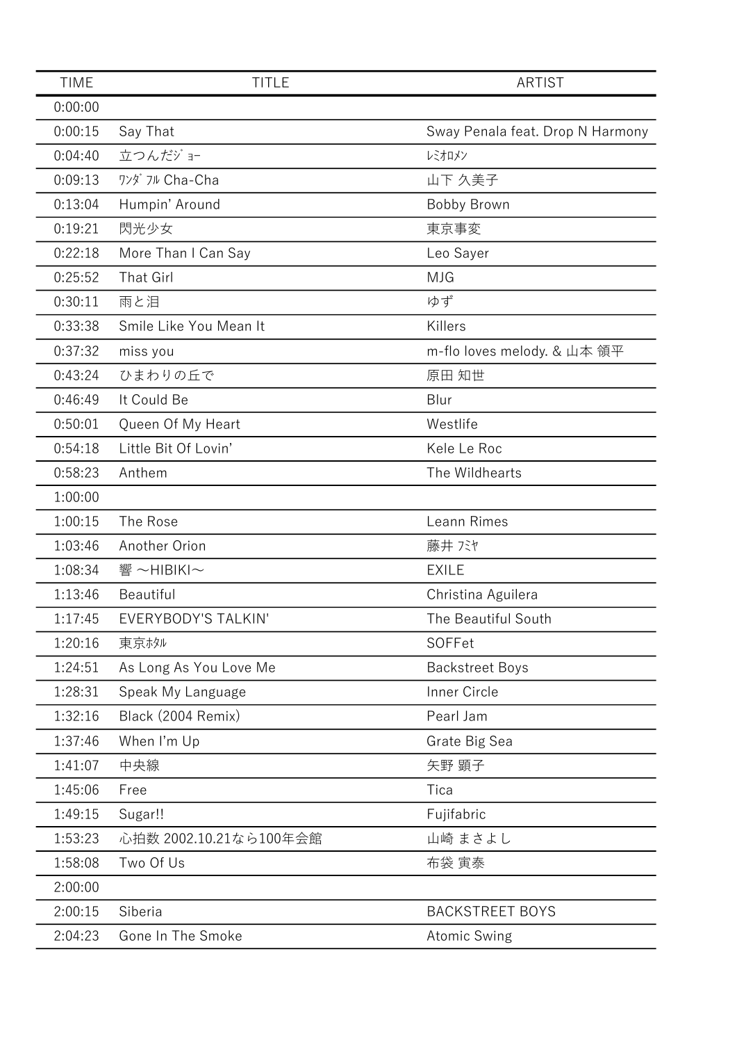| TIME | TITLE | ARTIST |
|---|---|---|
| 0:00:00 | | |
| 0:00:15 | Say That | Sway Penala feat. Drop N Harmony |
| 0:04:40 | 立つんだｼﾞｮｰ | ﾚﾐｵﾛﾒﾝ |
| 0:09:13 | ﾜﾝﾀﾞﾌﾙ Cha-Cha | 山下 久美子 |
| 0:13:04 | Humpin’ Around | Bobby Brown |
| 0:19:21 | 閃光少女 | 東京事変 |
| 0:22:18 | More Than I Can Say | Leo Sayer |
| 0:25:52 | That Girl | MJG |
| 0:30:11 | 雨と泪 | ゆず |
| 0:33:38 | Smile Like You Mean It | Killers |
| 0:37:32 | miss you | m-flo loves melody. & 山本 領平 |
| 0:43:24 | ひまわりの丘で | 原田 知世 |
| 0:46:49 | It Could Be | Blur |
| 0:50:01 | Queen Of My Heart | Westlife |
| 0:54:18 | Little Bit Of Lovin’ | Kele Le Roc |
| 0:58:23 | Anthem | The Wildhearts |
| 1:00:00 | | |
| 1:00:15 | The Rose | Leann Rimes |
| 1:03:46 | Another Orion | 藤井 ﾌﾐﾔ |
| 1:08:34 | 響 ～HIBIKI～ | EXILE |
| 1:13:46 | Beautiful | Christina Aguilera |
| 1:17:45 | EVERYBODY'S TALKIN' | The Beautiful South |
| 1:20:16 | 東京ﾎﾀﾙ | SOFFet |
| 1:24:51 | As Long As You Love Me | Backstreet Boys |
| 1:28:31 | Speak My Language | Inner Circle |
| 1:32:16 | Black (2004 Remix) | Pearl Jam |
| 1:37:46 | When I’m Up | Grate Big Sea |
| 1:41:07 | 中央線 | 矢野 顕子 |
| 1:45:06 | Free | Tica |
| 1:49:15 | Sugar!! | Fujifabric |
| 1:53:23 | 心拍数 2002.10.21なら100年会館 | 山崎 まさよし |
| 1:58:08 | Two Of Us | 布袋 寅泰 |
| 2:00:00 | | |
| 2:00:15 | Siberia | BACKSTREET BOYS |
| 2:04:23 | Gone In The Smoke | Atomic Swing |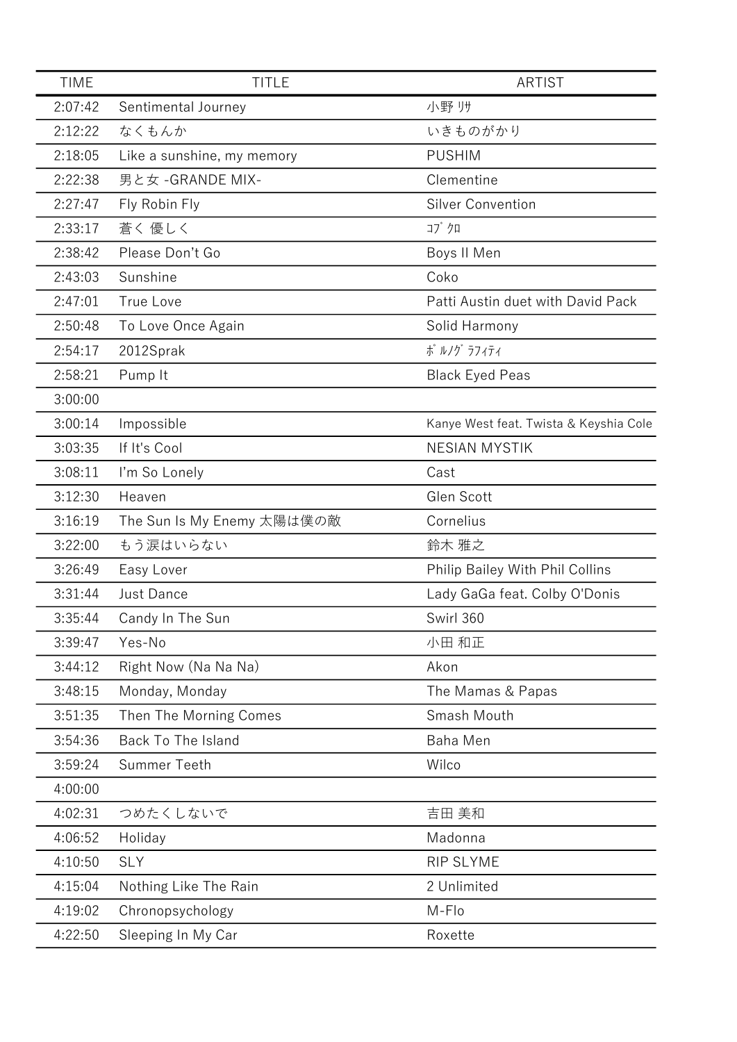| TIME | TITLE | ARTIST |
| --- | --- | --- |
| 2:07:42 | Sentimental Journey | 小野 ﾘｻ |
| 2:12:22 | なくもんか | いきものがかり |
| 2:18:05 | Like a sunshine, my memory | PUSHIM |
| 2:22:38 | 男と女 -GRANDE MIX- | Clementine |
| 2:27:47 | Fly Robin Fly | Silver Convention |
| 2:33:17 | 蒼く 優しく | ｺﾌﾞｸﾛ |
| 2:38:42 | Please Don't Go | Boys II Men |
| 2:43:03 | Sunshine | Coko |
| 2:47:01 | True Love | Patti Austin duet with David Pack |
| 2:50:48 | To Love Once Again | Solid Harmony |
| 2:54:17 | 2012Sprak | ﾎﾟﾙﾉｸﾞﾗﾌｨﾃｨ |
| 2:58:21 | Pump It | Black Eyed Peas |
| 3:00:00 | | |
| 3:00:14 | Impossible | Kanye West feat. Twista & Keyshia Cole |
| 3:03:35 | If It's Cool | NESIAN MYSTIK |
| 3:08:11 | I'm So Lonely | Cast |
| 3:12:30 | Heaven | Glen Scott |
| 3:16:19 | The Sun Is My Enemy 太陽は僕の敵 | Cornelius |
| 3:22:00 | もう涙はいらない | 鈴木 雅之 |
| 3:26:49 | Easy Lover | Philip Bailey With Phil Collins |
| 3:31:44 | Just Dance | Lady GaGa feat. Colby O'Donis |
| 3:35:44 | Candy In The Sun | Swirl 360 |
| 3:39:47 | Yes-No | 小田 和正 |
| 3:44:12 | Right Now (Na Na Na) | Akon |
| 3:48:15 | Monday, Monday | The Mamas & Papas |
| 3:51:35 | Then The Morning Comes | Smash Mouth |
| 3:54:36 | Back To The Island | Baha Men |
| 3:59:24 | Summer Teeth | Wilco |
| 4:00:00 | | |
| 4:02:31 | つめたくしないで | 吉田 美和 |
| 4:06:52 | Holiday | Madonna |
| 4:10:50 | SLY | RIP SLYME |
| 4:15:04 | Nothing Like The Rain | 2 Unlimited |
| 4:19:02 | Chronopsychology | M-Flo |
| 4:22:50 | Sleeping In My Car | Roxette |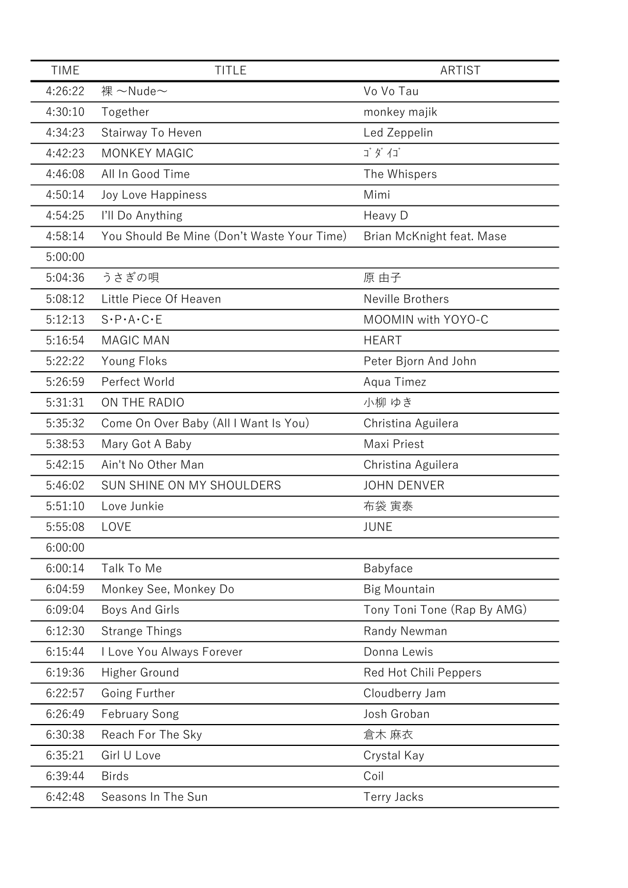| TIME | TITLE | ARTIST |
| --- | --- | --- |
| 4:26:22 | 裸 ～Nude～ | Vo Vo Tau |
| 4:30:10 | Together | monkey majik |
| 4:34:23 | Stairway To Heven | Led Zeppelin |
| 4:42:23 | MONKEY MAGIC | ｺﾞﾀﾞｲｺﾞ |
| 4:46:08 | All In Good Time | The Whispers |
| 4:50:14 | Joy Love Happiness | Mimi |
| 4:54:25 | I'll Do Anything | Heavy D |
| 4:58:14 | You Should Be Mine (Don't Waste Your Time) | Brian McKnight feat. Mase |
| 5:00:00 | | |
| 5:04:36 | うさぎの唄 | 原 由子 |
| 5:08:12 | Little Piece Of Heaven | Neville Brothers |
| 5:12:13 | S･P･A･C･E | MOOMIN with YOYO-C |
| 5:16:54 | MAGIC MAN | HEART |
| 5:22:22 | Young Floks | Peter Bjorn And John |
| 5:26:59 | Perfect World | Aqua Timez |
| 5:31:31 | ON THE RADIO | 小柳 ゆき |
| 5:35:32 | Come On Over Baby (All I Want Is You) | Christina Aguilera |
| 5:38:53 | Mary Got A Baby | Maxi Priest |
| 5:42:15 | Ain't No Other Man | Christina Aguilera |
| 5:46:02 | SUN SHINE ON MY SHOULDERS | JOHN DENVER |
| 5:51:10 | Love Junkie | 布袋 寅泰 |
| 5:55:08 | LOVE | JUNE |
| 6:00:00 | | |
| 6:00:14 | Talk To Me | Babyface |
| 6:04:59 | Monkey See, Monkey Do | Big Mountain |
| 6:09:04 | Boys And Girls | Tony Toni Tone (Rap By AMG) |
| 6:12:30 | Strange Things | Randy Newman |
| 6:15:44 | I Love You Always Forever | Donna Lewis |
| 6:19:36 | Higher Ground | Red Hot Chili Peppers |
| 6:22:57 | Going Further | Cloudberry Jam |
| 6:26:49 | February Song | Josh Groban |
| 6:30:38 | Reach For The Sky | 倉木 麻衣 |
| 6:35:21 | Girl U Love | Crystal Kay |
| 6:39:44 | Birds | Coil |
| 6:42:48 | Seasons In The Sun | Terry Jacks |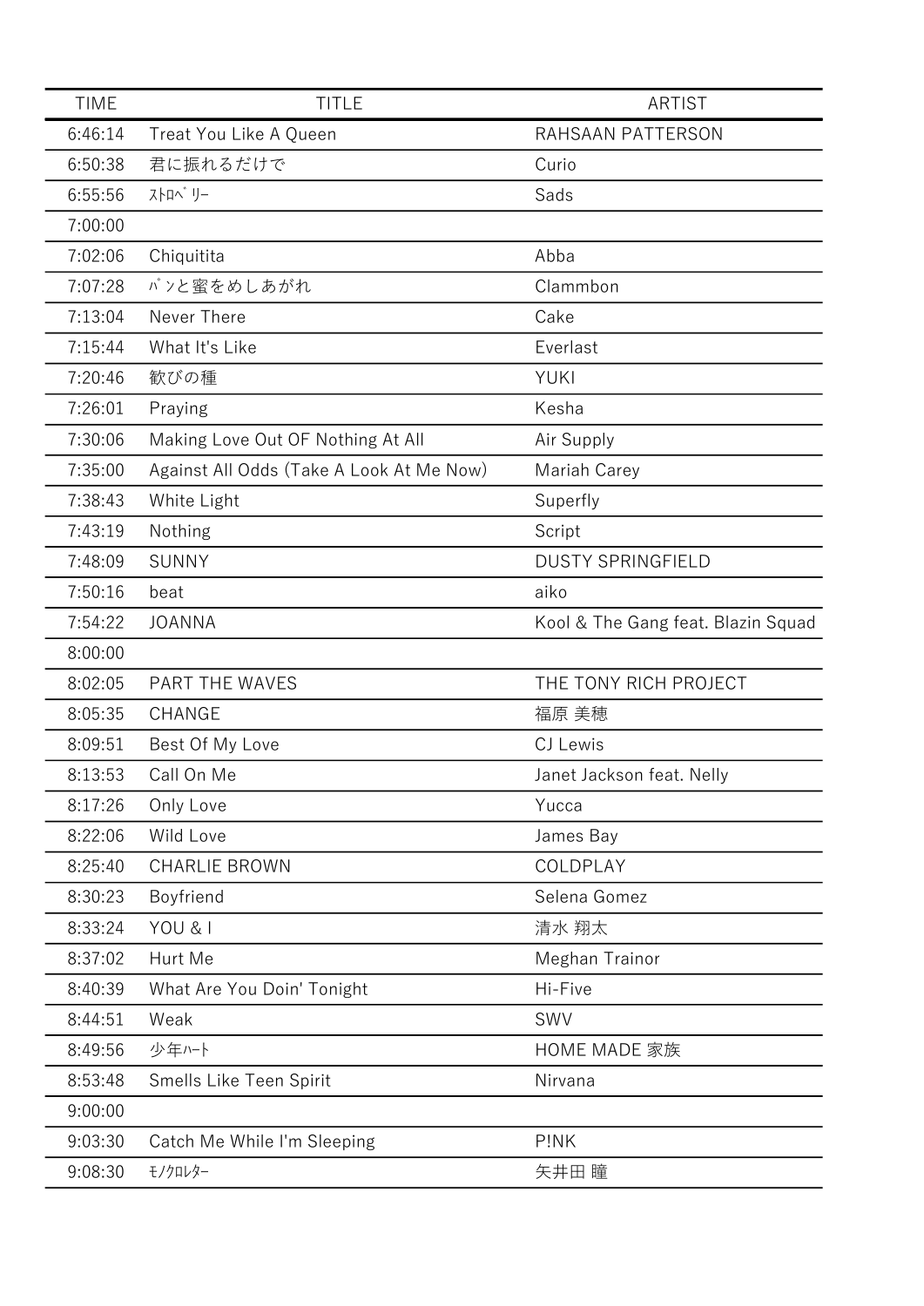| TIME | TITLE | ARTIST |
| --- | --- | --- |
| 6:46:14 | Treat You Like A Queen | RAHSAAN PATTERSON |
| 6:50:38 | 君に振れるだけで | Curio |
| 6:55:56 | ｽﾄﾛﾍﾞﾘｰ | Sads |
| 7:00:00 | | |
| 7:02:06 | Chiquitita | Abba |
| 7:07:28 | ﾊﾟﾝと蜜をめしあがれ | Clammbon |
| 7:13:04 | Never There | Cake |
| 7:15:44 | What It's Like | Everlast |
| 7:20:46 | 歓びの種 | YUKI |
| 7:26:01 | Praying | Kesha |
| 7:30:06 | Making Love Out OF Nothing At All | Air Supply |
| 7:35:00 | Against All Odds (Take A Look At Me Now) | Mariah Carey |
| 7:38:43 | White Light | Superfly |
| 7:43:19 | Nothing | Script |
| 7:48:09 | SUNNY | DUSTY SPRINGFIELD |
| 7:50:16 | beat | aiko |
| 7:54:22 | JOANNA | Kool & The Gang feat. Blazin Squad |
| 8:00:00 | | |
| 8:02:05 | PART THE WAVES | THE TONY RICH PROJECT |
| 8:05:35 | CHANGE | 福原 美穂 |
| 8:09:51 | Best Of My Love | CJ Lewis |
| 8:13:53 | Call On Me | Janet Jackson feat. Nelly |
| 8:17:26 | Only Love | Yucca |
| 8:22:06 | Wild Love | James Bay |
| 8:25:40 | CHARLIE BROWN | COLDPLAY |
| 8:30:23 | Boyfriend | Selena Gomez |
| 8:33:24 | YOU & I | 清水 翔太 |
| 8:37:02 | Hurt Me | Meghan Trainor |
| 8:40:39 | What Are You Doin' Tonight | Hi-Five |
| 8:44:51 | Weak | SWV |
| 8:49:56 | 少年ﾊｰﾄ | HOME MADE 家族 |
| 8:53:48 | Smells Like Teen Spirit | Nirvana |
| 9:00:00 | | |
| 9:03:30 | Catch Me While I'm Sleeping | P!NK |
| 9:08:30 | ﾓﾉｸﾛﾚﾀｰ | 矢井田 瞳 |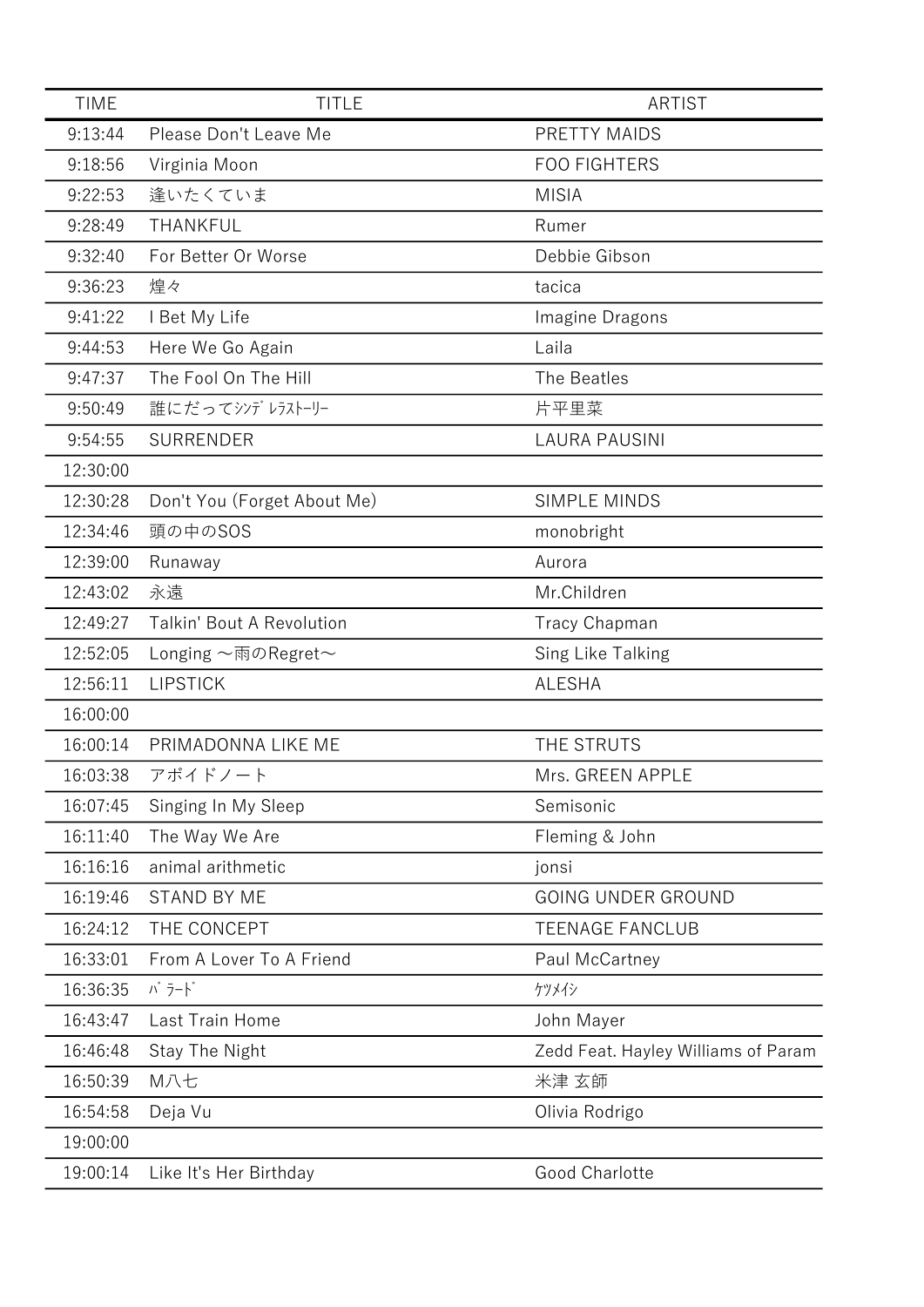| TIME | TITLE | ARTIST |
|---|---|---|
| 9:13:44 | Please Don't Leave Me | PRETTY MAIDS |
| 9:18:56 | Virginia Moon | FOO FIGHTERS |
| 9:22:53 | 逢いたくていま | MISIA |
| 9:28:49 | THANKFUL | Rumer |
| 9:32:40 | For Better Or Worse | Debbie Gibson |
| 9:36:23 | 煌々 | tacica |
| 9:41:22 | I Bet My Life | Imagine Dragons |
| 9:44:53 | Here We Go Again | Laila |
| 9:47:37 | The Fool On The Hill | The Beatles |
| 9:50:49 | 誰にだってｼﾝﾃﾞﾚﾗｽﾄｰﾘｰ | 片平里菜 |
| 9:54:55 | SURRENDER | LAURA PAUSINI |
| 12:30:00 | | |
| 12:30:28 | Don't You (Forget About Me) | SIMPLE MINDS |
| 12:34:46 | 頭の中のSOS | monobright |
| 12:39:00 | Runaway | Aurora |
| 12:43:02 | 永遠 | Mr.Children |
| 12:49:27 | Talkin' Bout A Revolution | Tracy Chapman |
| 12:52:05 | Longing 〜雨のRegret〜 | Sing Like Talking |
| 12:56:11 | LIPSTICK | ALESHA |
| 16:00:00 | | |
| 16:00:14 | PRIMADONNA LIKE ME | THE STRUTS |
| 16:03:38 | アボイドノート | Mrs. GREEN APPLE |
| 16:07:45 | Singing In My Sleep | Semisonic |
| 16:11:40 | The Way We Are | Fleming & John |
| 16:16:16 | animal arithmetic | jonsi |
| 16:19:46 | STAND BY ME | GOING UNDER GROUND |
| 16:24:12 | THE CONCEPT | TEENAGE FANCLUB |
| 16:33:01 | From A Lover To A Friend | Paul McCartney |
| 16:36:35 | ﾊﾞﾗｰﾄﾞ | ｹﾂﾒｲｼ |
| 16:43:47 | Last Train Home | John Mayer |
| 16:46:48 | Stay The Night | Zedd Feat. Hayley Williams of Param |
| 16:50:39 | M八七 | 米津 玄師 |
| 16:54:58 | Deja Vu | Olivia Rodrigo |
| 19:00:00 | | |
| 19:00:14 | Like It's Her Birthday | Good Charlotte |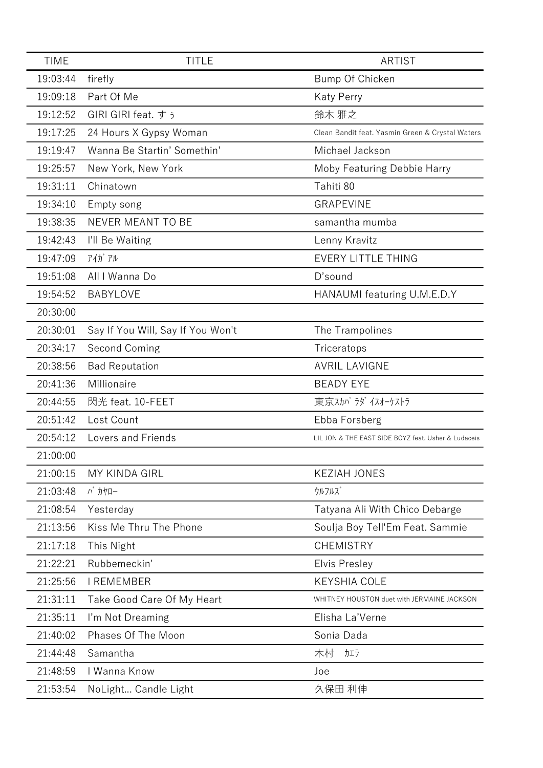| TIME | TITLE | ARTIST |
| --- | --- | --- |
| 19:03:44 | firefly | Bump Of Chicken |
| 19:09:18 | Part Of Me | Katy Perry |
| 19:12:52 | GIRI GIRI feat. すぅ | 鈴木 雅之 |
| 19:17:25 | 24 Hours X Gypsy Woman | Clean Bandit feat. Yasmin Green & Crystal Waters |
| 19:19:47 | Wanna Be Startin' Somethin' | Michael Jackson |
| 19:25:57 | New York, New York | Moby Featuring Debbie Harry |
| 19:31:11 | Chinatown | Tahiti 80 |
| 19:34:10 | Empty song | GRAPEVINE |
| 19:38:35 | NEVER MEANT TO BE | samantha mumba |
| 19:42:43 | I'll Be Waiting | Lenny Kravitz |
| 19:47:09 | ｱｲｶﾞｱﾙ | EVERY LITTLE THING |
| 19:51:08 | All I Wanna Do | D'sound |
| 19:54:52 | BABYLOVE | HANAUMI featuring U.M.E.D.Y |
| 20:30:00 | | |
| 20:30:01 | Say If You Will, Say If You Won't | The Trampolines |
| 20:34:17 | Second Coming | Triceratops |
| 20:38:56 | Bad Reputation | AVRIL LAVIGNE |
| 20:41:36 | Millionaire | BEADY EYE |
| 20:44:55 | 閃光 feat. 10-FEET | 東京ｽｶﾊﾟﾗﾀﾞｲｽｵｰｹｽﾄﾗ |
| 20:51:42 | Lost Count | Ebba Forsberg |
| 20:54:12 | Lovers and Friends | LIL JON & THE EAST SIDE BOYZ feat. Usher & Ludaceis |
| 21:00:00 | | |
| 21:00:15 | MY KINDA GIRL | KEZIAH JONES |
| 21:03:48 | ﾊﾞｶﾔﾛｰ | ｳﾙﾌﾙｽﾞ |
| 21:08:54 | Yesterday | Tatyana Ali With Chico Debarge |
| 21:13:56 | Kiss Me Thru The Phone | Soulja Boy Tell'Em Feat. Sammie |
| 21:17:18 | This Night | CHEMISTRY |
| 21:22:21 | Rubbemeckin' | Elvis Presley |
| 21:25:56 | I REMEMBER | KEYSHIA COLE |
| 21:31:11 | Take Good Care Of My Heart | WHITNEY HOUSTON duet with JERMAINE JACKSON |
| 21:35:11 | I'm Not Dreaming | Elisha La'Verne |
| 21:40:02 | Phases Of The Moon | Sonia Dada |
| 21:44:48 | Samantha | 木村　ｶｴﾗ |
| 21:48:59 | I Wanna Know | Joe |
| 21:53:54 | NoLight... Candle Light | 久保田 利伸 |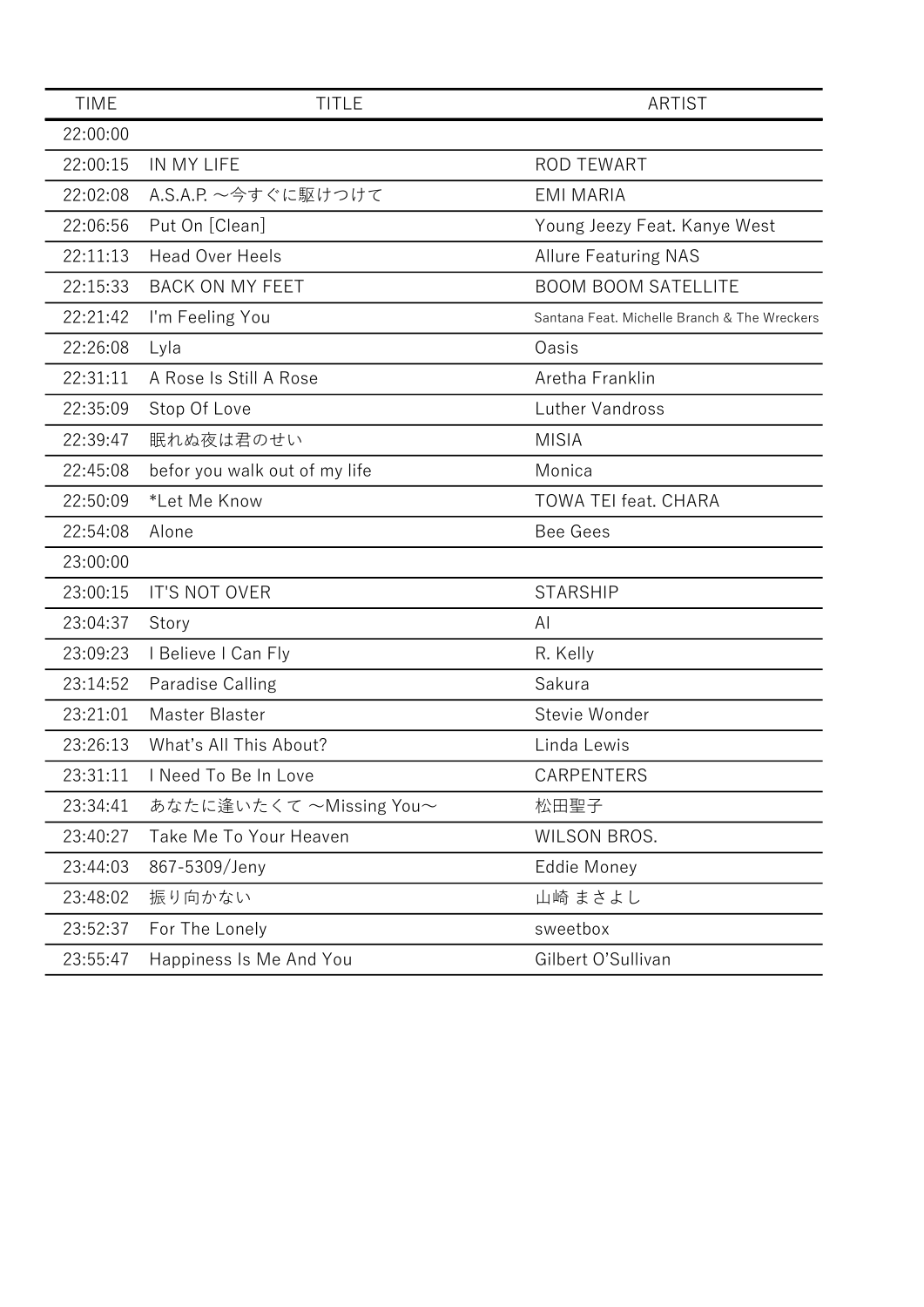| TIME | TITLE | ARTIST |
|---|---|---|
| 22:00:00 | | |
| 22:00:15 | IN MY LIFE | ROD TEWART |
| 22:02:08 | A.S.A.P. ～今すぐに駆けつけて | EMI MARIA |
| 22:06:56 | Put On [Clean] | Young Jeezy Feat. Kanye West |
| 22:11:13 | Head Over Heels | Allure Featuring NAS |
| 22:15:33 | BACK ON MY FEET | BOOM BOOM SATELLITE |
| 22:21:42 | I'm Feeling You | Santana Feat. Michelle Branch & The Wreckers |
| 22:26:08 | Lyla | Oasis |
| 22:31:11 | A Rose Is Still A Rose | Aretha Franklin |
| 22:35:09 | Stop Of Love | Luther Vandross |
| 22:39:47 | 眠れぬ夜は君のせい | MISIA |
| 22:45:08 | befor you walk out of my life | Monica |
| 22:50:09 | *Let Me Know | TOWA TEI feat. CHARA |
| 22:54:08 | Alone | Bee Gees |
| 23:00:00 | | |
| 23:00:15 | IT'S NOT OVER | STARSHIP |
| 23:04:37 | Story | AI |
| 23:09:23 | I Believe I Can Fly | R. Kelly |
| 23:14:52 | Paradise Calling | Sakura |
| 23:21:01 | Master Blaster | Stevie Wonder |
| 23:26:13 | What's All This About? | Linda Lewis |
| 23:31:11 | I Need To Be In Love | CARPENTERS |
| 23:34:41 | あなたに逢いたくて ～Missing You～ | 松田聖子 |
| 23:40:27 | Take Me To Your Heaven | WILSON BROS. |
| 23:44:03 | 867-5309/Jeny | Eddie Money |
| 23:48:02 | 振り向かない | 山崎 まさよし |
| 23:52:37 | For The Lonely | sweetbox |
| 23:55:47 | Happiness Is Me And You | Gilbert O'Sullivan |